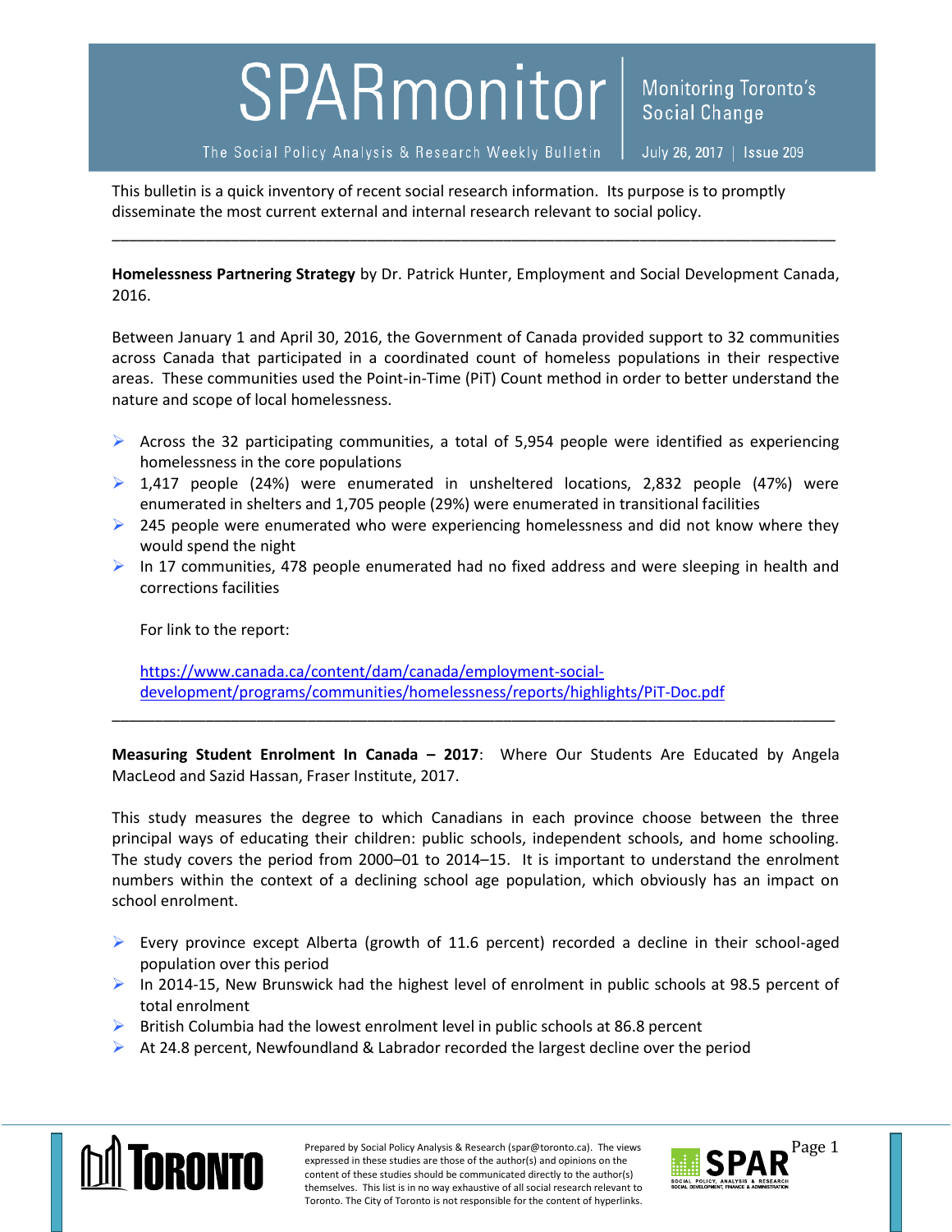# SPARmonitor

The Social Policy Analysis & Research Weekly Bulletin

Monitoring Toronto's Social Change

July 26, 2017 | Issue 209

This bulletin is a quick inventory of recent social research information. Its purpose is to promptly disseminate the most current external and internal research relevant to social policy.

---

**Homelessness Partnering Strategy** by Dr. Patrick Hunter, Employment and Social Development Canada, 2016.

Between January 1 and April 30, 2016, the Government of Canada provided support to 32 communities across Canada that participated in a coordinated count of homeless populations in their respective areas. These communities used the Point-in-Time (PiT) Count method in order to better understand the nature and scope of local homelessness.

- Across the 32 participating communities, a total of 5,954 people were identified as experiencing homelessness in the core populations
- 1,417 people (24%) were enumerated in unsheltered locations, 2,832 people (47%) were enumerated in shelters and 1,705 people (29%) were enumerated in transitional facilities
- 245 people were enumerated who were experiencing homelessness and did not know where they would spend the night
- In 17 communities, 478 people enumerated had no fixed address and were sleeping in health and corrections facilities

For link to the report:

[https://www.canada.ca/content/dam/canada/employment-social-development/programs/communities/homelessness/reports/highlights/PiT-Doc.pdf](https://www.canada.ca/content/dam/canada/employment-social-development/programs/communities/homelessness/reports/highlights/PiT-Doc.pdf)

---

**Measuring Student Enrolment In Canada – 2017**: Where Our Students Are Educated by Angela MacLeod and Sazid Hassan, Fraser Institute, 2017.

This study measures the degree to which Canadians in each province choose between the three principal ways of educating their children: public schools, independent schools, and home schooling. The study covers the period from 2000–01 to 2014–15. It is important to understand the enrolment numbers within the context of a declining school age population, which obviously has an impact on school enrolment.

- Every province except Alberta (growth of 11.6 percent) recorded a decline in their school-aged population over this period
- In 2014-15, New Brunswick had the highest level of enrolment in public schools at 98.5 percent of total enrolment
- British Columbia had the lowest enrolment level in public schools at 86.8 percent
- At 24.8 percent, Newfoundland & Labrador recorded the largest decline over the period

Prepared by Social Policy Analysis & Research (spar@toronto.ca). The views expressed in these studies are those of the author(s) and opinions on the content of these studies should be communicated directly to the author(s) themselves. This list is in no way exhaustive of all social research relevant to Toronto. The City of Toronto is not responsible for the content of hyperlinks.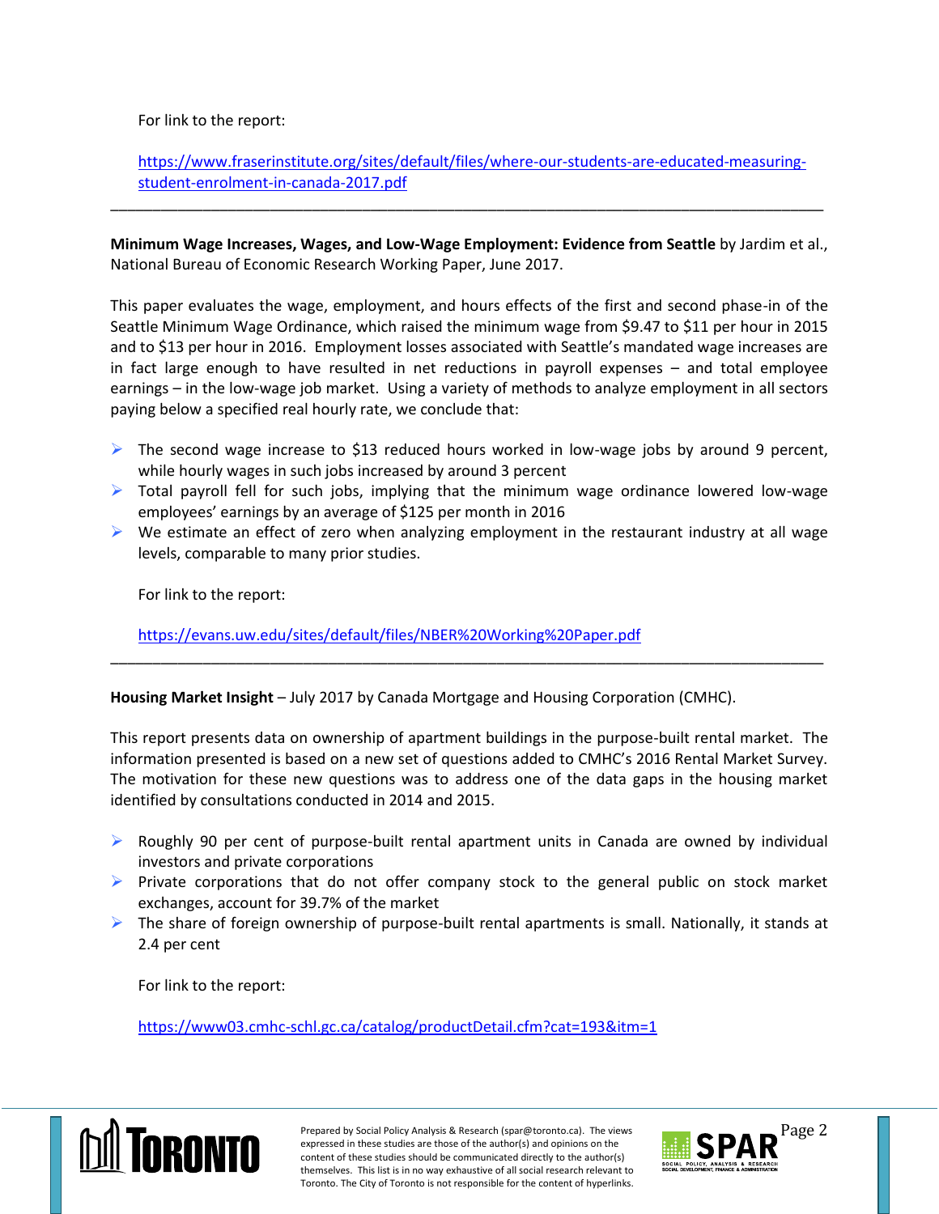For link to the report:

https://www.fraserinstitute.org/sites/default/files/where-our-students-are-educated-measuring-student-enrolment-in-canada-2017.pdf

---

**Minimum Wage Increases, Wages, and Low-Wage Employment: Evidence from Seattle** by Jardim et al., National Bureau of Economic Research Working Paper, June 2017.

This paper evaluates the wage, employment, and hours effects of the first and second phase-in of the Seattle Minimum Wage Ordinance, which raised the minimum wage from $9.47 to $11 per hour in 2015 and to $13 per hour in 2016. Employment losses associated with Seattle's mandated wage increases are in fact large enough to have resulted in net reductions in payroll expenses – and total employee earnings – in the low-wage job market. Using a variety of methods to analyze employment in all sectors paying below a specified real hourly rate, we conclude that:

- The second wage increase to $13 reduced hours worked in low-wage jobs by around 9 percent, while hourly wages in such jobs increased by around 3 percent
- Total payroll fell for such jobs, implying that the minimum wage ordinance lowered low-wage employees' earnings by an average of $125 per month in 2016
- We estimate an effect of zero when analyzing employment in the restaurant industry at all wage levels, comparable to many prior studies.

For link to the report:

https://evans.uw.edu/sites/default/files/NBER%20Working%20Paper.pdf

---

**Housing Market Insight** – July 2017 by Canada Mortgage and Housing Corporation (CMHC).

This report presents data on ownership of apartment buildings in the purpose-built rental market. The information presented is based on a new set of questions added to CMHC's 2016 Rental Market Survey. The motivation for these new questions was to address one of the data gaps in the housing market identified by consultations conducted in 2014 and 2015.

- Roughly 90 per cent of purpose-built rental apartment units in Canada are owned by individual investors and private corporations
- Private corporations that do not offer company stock to the general public on stock market exchanges, account for 39.7% of the market
- The share of foreign ownership of purpose-built rental apartments is small. Nationally, it stands at 2.4 per cent

For link to the report:

https://www03.cmhc-schl.gc.ca/catalog/productDetail.cfm?cat=193&itm=1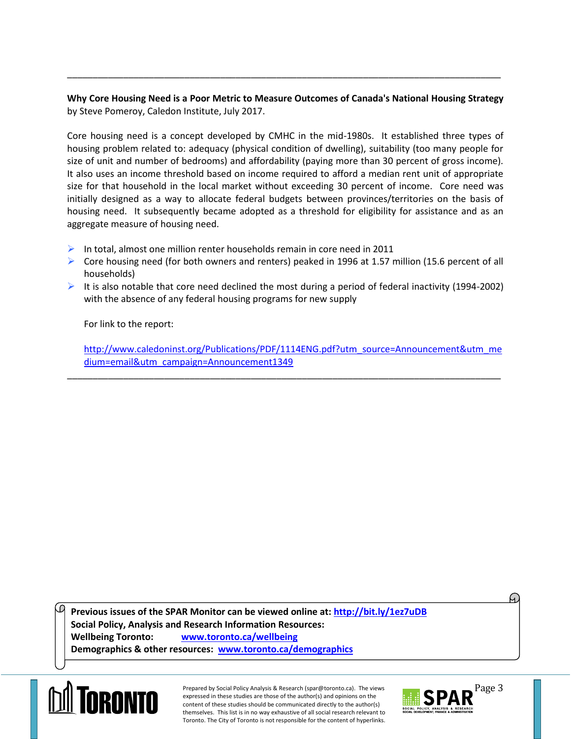---

**Why Core Housing Need is a Poor Metric to Measure Outcomes of Canada's National Housing Strategy** by Steve Pomeroy, Caledon Institute, July 2017.

Core housing need is a concept developed by CMHC in the mid-1980s. It established three types of housing problem related to: adequacy (physical condition of dwelling), suitability (too many people for size of unit and number of bedrooms) and affordability (paying more than 30 percent of gross income). It also uses an income threshold based on income required to afford a median rent unit of appropriate size for that household in the local market without exceeding 30 percent of income. Core need was initially designed as a way to allocate federal budgets between provinces/territories on the basis of housing need. It subsequently became adopted as a threshold for eligibility for assistance and as an aggregate measure of housing need.

- In total, almost one million renter households remain in core need in 2011
- Core housing need (for both owners and renters) peaked in 1996 at 1.57 million (15.6 percent of all households)
- It is also notable that core need declined the most during a period of federal inactivity (1994-2002) with the absence of any federal housing programs for new supply

For link to the report:

http://www.caledoninst.org/Publications/PDF/1114ENG.pdf?utm_source=Announcement&utm_medium=email&utm_campaign=Announcement1349

---

**Previous issues of the SPAR Monitor can be viewed online at: http://bit.ly/1ez7uDB**
**Social Policy, Analysis and Research Information Resources:**
**Wellbeing Toronto: www.toronto.ca/wellbeing**
**Demographics & other resources: www.toronto.ca/demographics**

Prepared by Social Policy Analysis & Research (spar@toronto.ca). The views expressed in these studies are those of the author(s) and opinions on the content of these studies should be communicated directly to the author(s) themselves. This list is in no way exhaustive of all social research relevant to Toronto. The City of Toronto is not responsible for the content of hyperlinks.